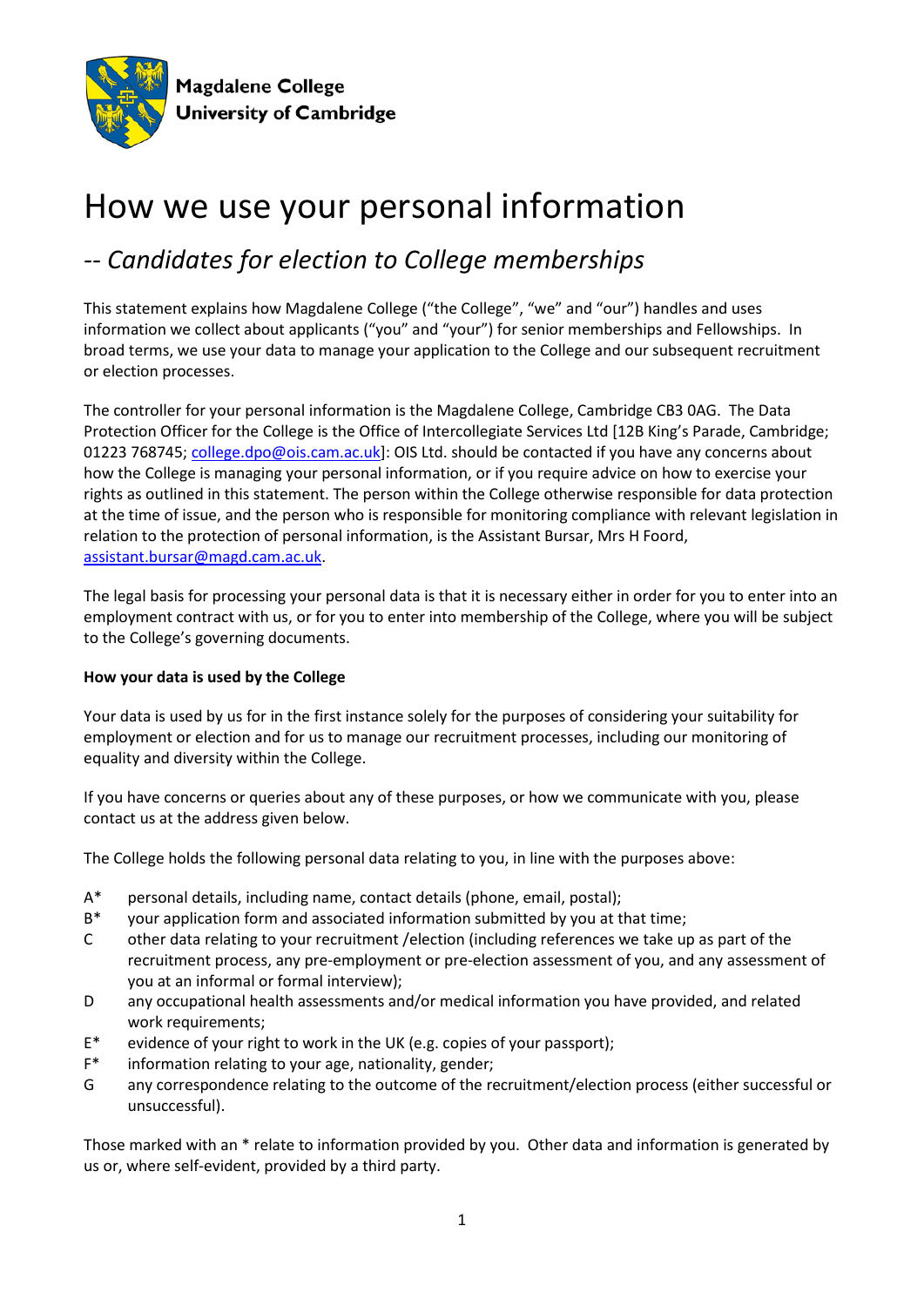Magdalene College
University of Cambridge

# How we use your personal information

## -- *Candidates for election to College memberships*

This statement explains how Magdalene College ("the College", "we" and "our") handles and uses information we collect about applicants ("you" and "your") for senior memberships and Fellowships. In broad terms, we use your data to manage your application to the College and our subsequent recruitment or election processes.

The controller for your personal information is the Magdalene College, Cambridge CB3 0AG. The Data Protection Officer for the College is the Office of Intercollegiate Services Ltd [12B King's Parade, Cambridge; 01223 768745; college.dpo@ois.cam.ac.uk]: OIS Ltd. should be contacted if you have any concerns about how the College is managing your personal information, or if you require advice on how to exercise your rights as outlined in this statement. The person within the College otherwise responsible for data protection at the time of issue, and the person who is responsible for monitoring compliance with relevant legislation in relation to the protection of personal information, is the Assistant Bursar, Mrs H Foord, assistant.bursar@magd.cam.ac.uk.

The legal basis for processing your personal data is that it is necessary either in order for you to enter into an employment contract with us, or for you to enter into membership of the College, where you will be subject to the College's governing documents.

**How your data is used by the College**

Your data is used by us for in the first instance solely for the purposes of considering your suitability for employment or election and for us to manage our recruitment processes, including our monitoring of equality and diversity within the College.

If you have concerns or queries about any of these purposes, or how we communicate with you, please contact us at the address given below.

The College holds the following personal data relating to you, in line with the purposes above:

- A* personal details, including name, contact details (phone, email, postal);
- B* your application form and associated information submitted by you at that time;
- C other data relating to your recruitment /election (including references we take up as part of the recruitment process, any pre-employment or pre-election assessment of you, and any assessment of you at an informal or formal interview);
- D any occupational health assessments and/or medical information you have provided, and related work requirements;
- E* evidence of your right to work in the UK (e.g. copies of your passport);
- F* information relating to your age, nationality, gender;
- G any correspondence relating to the outcome of the recruitment/election process (either successful or unsuccessful).

Those marked with an * relate to information provided by you. Other data and information is generated by us or, where self-evident, provided by a third party.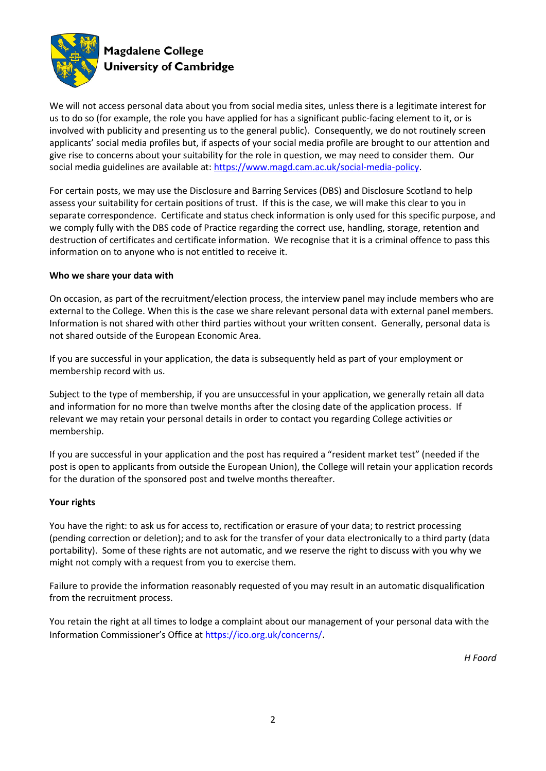We will not access personal data about you from social media sites, unless there is a legitimate interest for us to do so (for example, the role you have applied for has a significant public-facing element to it, or is involved with publicity and presenting us to the general public). Consequently, we do not routinely screen applicants' social media profiles but, if aspects of your social media profile are brought to our attention and give rise to concerns about your suitability for the role in question, we may need to consider them. Our social media guidelines are available at: https://www.magd.cam.ac.uk/social-media-policy.

For certain posts, we may use the Disclosure and Barring Services (DBS) and Disclosure Scotland to help assess your suitability for certain positions of trust. If this is the case, we will make this clear to you in separate correspondence. Certificate and status check information is only used for this specific purpose, and we comply fully with the DBS code of Practice regarding the correct use, handling, storage, retention and destruction of certificates and certificate information. We recognise that it is a criminal offence to pass this information on to anyone who is not entitled to receive it.

**Who we share your data with**

On occasion, as part of the recruitment/election process, the interview panel may include members who are external to the College. When this is the case we share relevant personal data with external panel members. Information is not shared with other third parties without your written consent. Generally, personal data is not shared outside of the European Economic Area.

If you are successful in your application, the data is subsequently held as part of your employment or membership record with us.

Subject to the type of membership, if you are unsuccessful in your application, we generally retain all data and information for no more than twelve months after the closing date of the application process. If relevant we may retain your personal details in order to contact you regarding College activities or membership.

If you are successful in your application and the post has required a "resident market test" (needed if the post is open to applicants from outside the European Union), the College will retain your application records for the duration of the sponsored post and twelve months thereafter.

**Your rights**

You have the right: to ask us for access to, rectification or erasure of your data; to restrict processing (pending correction or deletion); and to ask for the transfer of your data electronically to a third party (data portability). Some of these rights are not automatic, and we reserve the right to discuss with you why we might not comply with a request from you to exercise them.

Failure to provide the information reasonably requested of you may result in an automatic disqualification from the recruitment process.

You retain the right at all times to lodge a complaint about our management of your personal data with the Information Commissioner's Office at https://ico.org.uk/concerns/.

*H Foord*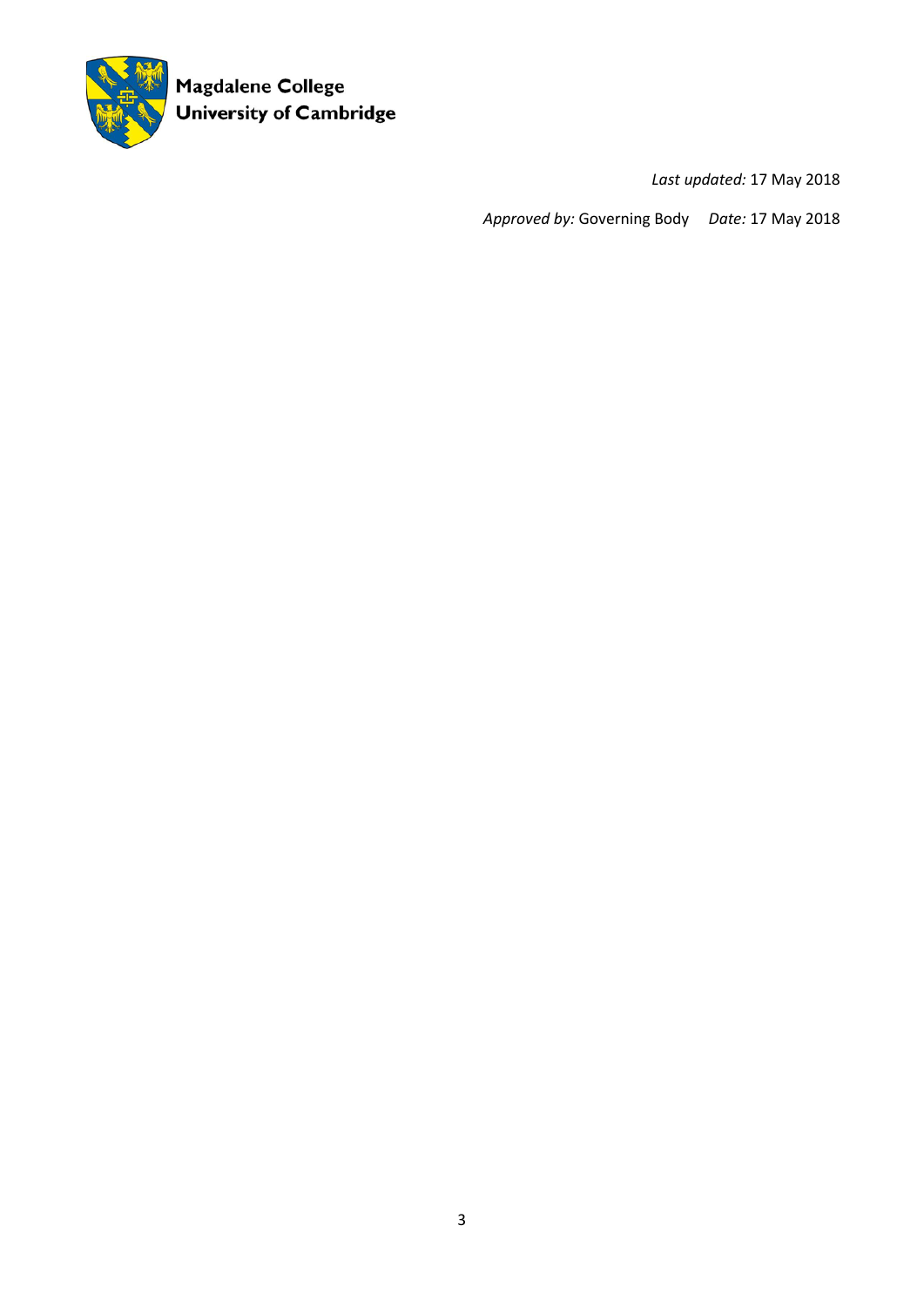Magdalene College
University of Cambridge

*Last updated:* 17 May 2018

*Approved by:* Governing Body *Date:* 17 May 2018